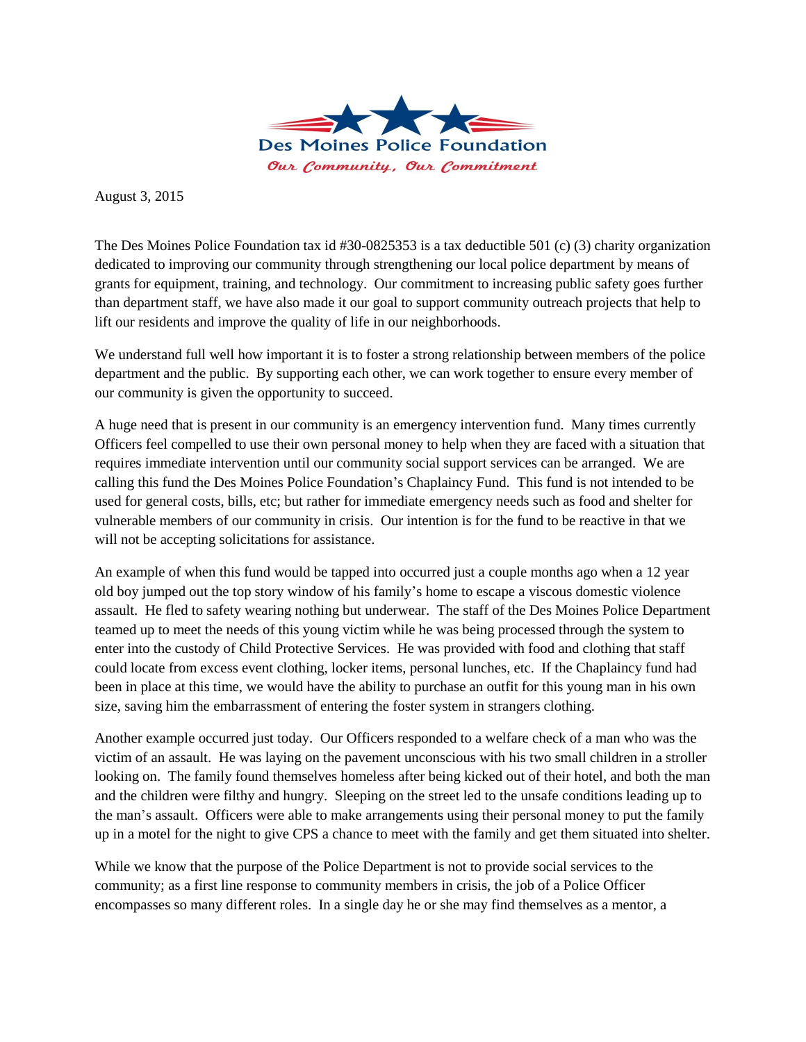Des Moines Police Foundation

*Our Community, Our Commitment*

August 3, 2015

The Des Moines Police Foundation tax id #30-0825353 is a tax deductible 501 (c) (3) charity organization dedicated to improving our community through strengthening our local police department by means of grants for equipment, training, and technology. Our commitment to increasing public safety goes further than department staff, we have also made it our goal to support community outreach projects that help to lift our residents and improve the quality of life in our neighborhoods.

We understand full well how important it is to foster a strong relationship between members of the police department and the public. By supporting each other, we can work together to ensure every member of our community is given the opportunity to succeed.

A huge need that is present in our community is an emergency intervention fund. Many times currently Officers feel compelled to use their own personal money to help when they are faced with a situation that requires immediate intervention until our community social support services can be arranged. We are calling this fund the Des Moines Police Foundation's Chaplaincy Fund. This fund is not intended to be used for general costs, bills, etc; but rather for immediate emergency needs such as food and shelter for vulnerable members of our community in crisis. Our intention is for the fund to be reactive in that we will not be accepting solicitations for assistance.

An example of when this fund would be tapped into occurred just a couple months ago when a 12 year old boy jumped out the top story window of his family's home to escape a viscous domestic violence assault. He fled to safety wearing nothing but underwear. The staff of the Des Moines Police Department teamed up to meet the needs of this young victim while he was being processed through the system to enter into the custody of Child Protective Services. He was provided with food and clothing that staff could locate from excess event clothing, locker items, personal lunches, etc. If the Chaplaincy fund had been in place at this time, we would have the ability to purchase an outfit for this young man in his own size, saving him the embarrassment of entering the foster system in strangers clothing.

Another example occurred just today. Our Officers responded to a welfare check of a man who was the victim of an assault. He was laying on the pavement unconscious with his two small children in a stroller looking on. The family found themselves homeless after being kicked out of their hotel, and both the man and the children were filthy and hungry. Sleeping on the street led to the unsafe conditions leading up to the man's assault. Officers were able to make arrangements using their personal money to put the family up in a motel for the night to give CPS a chance to meet with the family and get them situated into shelter.

While we know that the purpose of the Police Department is not to provide social services to the community; as a first line response to community members in crisis, the job of a Police Officer encompasses so many different roles. In a single day he or she may find themselves as a mentor, a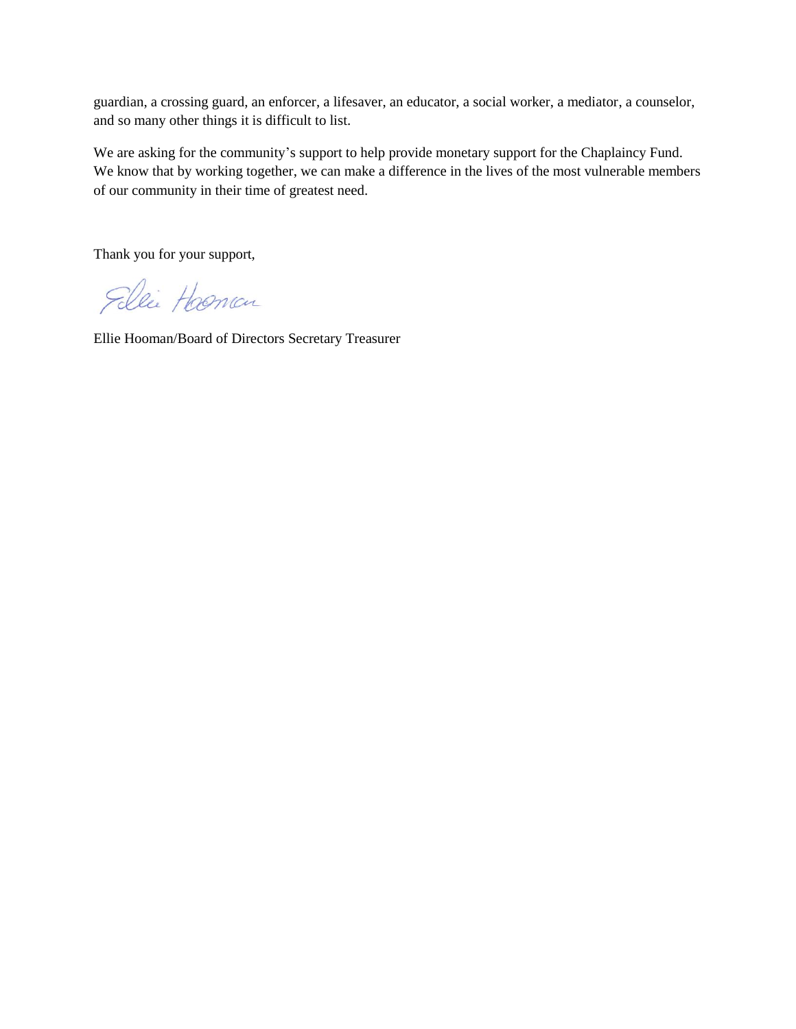guardian, a crossing guard, an enforcer, a lifesaver, an educator, a social worker, a mediator, a counselor, and so many other things it is difficult to list.

We are asking for the community's support to help provide monetary support for the Chaplaincy Fund. We know that by working together, we can make a difference in the lives of the most vulnerable members of our community in their time of greatest need.

Thank you for your support,

Ellie Hooman

Ellie Hooman/Board of Directors Secretary Treasurer